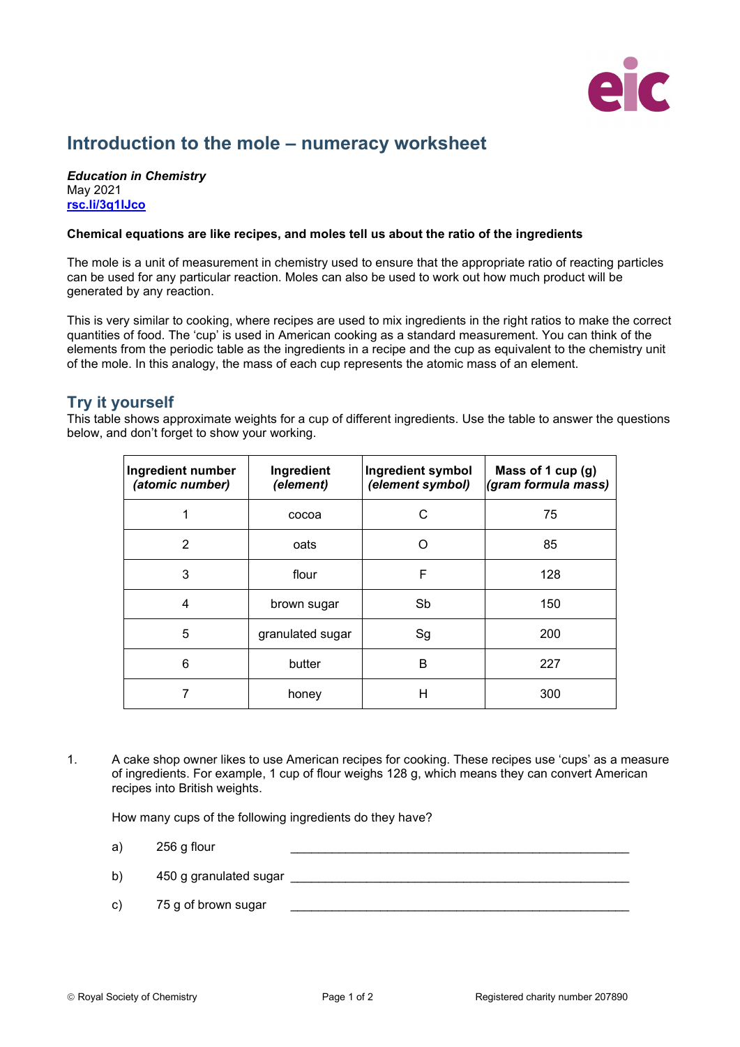# Introduction to the mole – numeracy worksheet

***Education in Chemistry***
May 2021
**rsc.li/3q1lJco**

**Chemical equations are like recipes, and moles tell us about the ratio of the ingredients**

The mole is a unit of measurement in chemistry used to ensure that the appropriate ratio of reacting particles can be used for any particular reaction. Moles can also be used to work out how much product will be generated by any reaction.

This is very similar to cooking, where recipes are used to mix ingredients in the right ratios to make the correct quantities of food. The 'cup' is used in American cooking as a standard measurement. You can think of the elements from the periodic table as the ingredients in a recipe and the cup as equivalent to the chemistry unit of the mole. In this analogy, the mass of each cup represents the atomic mass of an element.

## Try it yourself

This table shows approximate weights for a cup of different ingredients. Use the table to answer the questions below, and don't forget to show your working.

| **Ingredient number** *(atomic number)* | **Ingredient** *(element)* | **Ingredient symbol** *(element symbol)* | **Mass of 1 cup (g)** *(gram formula mass)* |
|---|---|---|---|
| 1 | cocoa | C | 75 |
| 2 | oats | O | 85 |
| 3 | flour | F | 128 |
| 4 | brown sugar | Sb | 150 |
| 5 | granulated sugar | Sg | 200 |
| 6 | butter | B | 227 |
| 7 | honey | H | 300 |

1. A cake shop owner likes to use American recipes for cooking. These recipes use 'cups' as a measure of ingredients. For example, 1 cup of flour weighs 128 g, which means they can convert American recipes into British weights.

   How many cups of the following ingredients do they have?

   a) 256 g flour ______________________________

   b) 450 g granulated sugar ______________________________

   c) 75 g of brown sugar ______________________________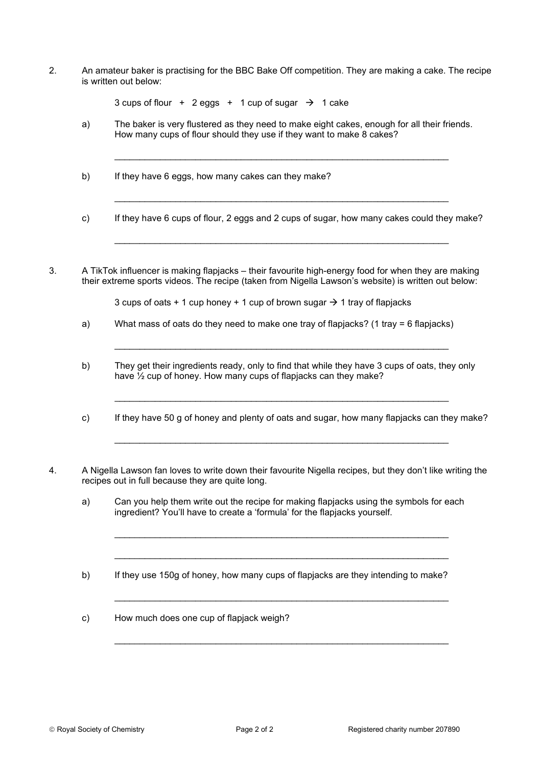2. An amateur baker is practising for the BBC Bake Off competition. They are making a cake. The recipe is written out below:

   3 cups of flour + 2 eggs + 1 cup of sugar $\rightarrow$ 1 cake

   a) The baker is very flustered as they need to make eight cakes, enough for all their friends. How many cups of flour should they use if they want to make 8 cakes?

   ___________________________________________________________________

   b) If they have 6 eggs, how many cakes can they make?

   ___________________________________________________________________

   c) If they have 6 cups of flour, 2 eggs and 2 cups of sugar, how many cakes could they make?

   ___________________________________________________________________

3. A TikTok influencer is making flapjacks – their favourite high-energy food for when they are making their extreme sports videos. The recipe (taken from Nigella Lawson's website) is written out below:

   3 cups of oats + 1 cup honey + 1 cup of brown sugar $\rightarrow$ 1 tray of flapjacks

   a) What mass of oats do they need to make one tray of flapjacks? (1 tray = 6 flapjacks)

   ___________________________________________________________________

   b) They get their ingredients ready, only to find that while they have 3 cups of oats, they only have ½ cup of honey. How many cups of flapjacks can they make?

   ___________________________________________________________________

   c) If they have 50 g of honey and plenty of oats and sugar, how many flapjacks can they make?

   ___________________________________________________________________

4. A Nigella Lawson fan loves to write down their favourite Nigella recipes, but they don't like writing the recipes out in full because they are quite long.

   a) Can you help them write out the recipe for making flapjacks using the symbols for each ingredient? You'll have to create a 'formula' for the flapjacks yourself.

   ___________________________________________________________________

   ___________________________________________________________________

   b) If they use 150g of honey, how many cups of flapjacks are they intending to make?

   ___________________________________________________________________

   c) How much does one cup of flapjack weigh?

   ___________________________________________________________________

© Royal Society of Chemistry — Registered charity number 207890